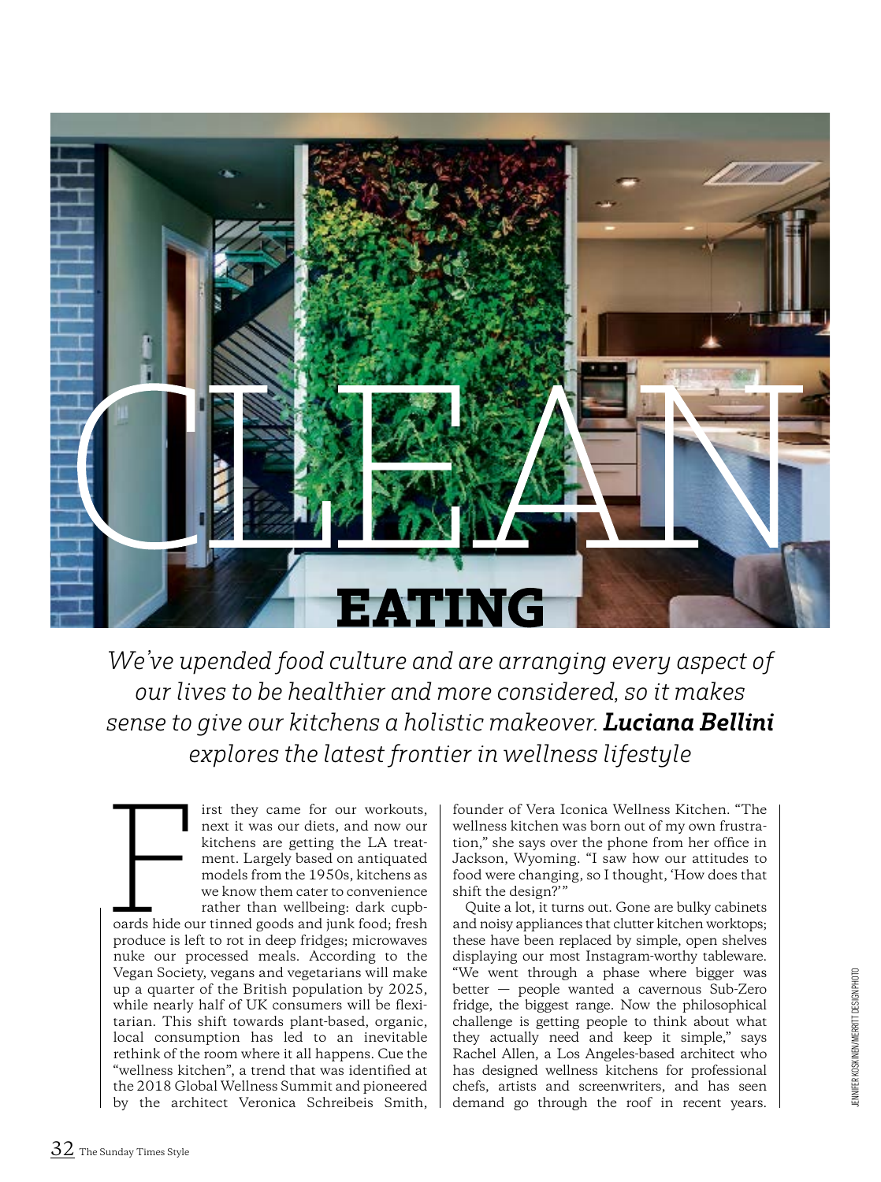# CLEAN EATING

*We've upended food culture and are arranging every aspect of our lives to be healthier and more considered, so it makes sense to give our kitchens a holistic makeover.* ***Luciana Bellini*** *explores the latest frontier in wellness lifestyle*

First they came for our workouts, next it was our diets, and now our kitchens are getting the LA treatment. Largely based on antiquated models from the 1950s, kitchens as we know them cater to convenience rather than wellbeing: dark cupboards hide our tinned goods and junk food; fresh produce is left to rot in deep fridges; microwaves nuke our processed meals. According to the Vegan Society, vegans and vegetarians will make up a quarter of the British population by 2025, while nearly half of UK consumers will be flexitarian. This shift towards plant-based, organic, local consumption has led to an inevitable rethink of the room where it all happens. Cue the "wellness kitchen", a trend that was identified at the 2018 Global Wellness Summit and pioneered by the architect Veronica Schreibeis Smith, founder of Vera Iconica Wellness Kitchen. "The wellness kitchen was born out of my own frustration," she says over the phone from her office in Jackson, Wyoming. "I saw how our attitudes to food were changing, so I thought, 'How does that shift the design?'"

Quite a lot, it turns out. Gone are bulky cabinets and noisy appliances that clutter kitchen worktops; these have been replaced by simple, open shelves displaying our most Instagram-worthy tableware. "We went through a phase where bigger was better — people wanted a cavernous Sub-Zero fridge, the biggest range. Now the philosophical challenge is getting people to think about what they actually need and keep it simple," says Rachel Allen, a Los Angeles-based architect who has designed wellness kitchens for professional chefs, artists and screenwriters, and has seen demand go through the roof in recent years.

JENNIFER KOSKINEN/MERRITT DESIGN PHOTO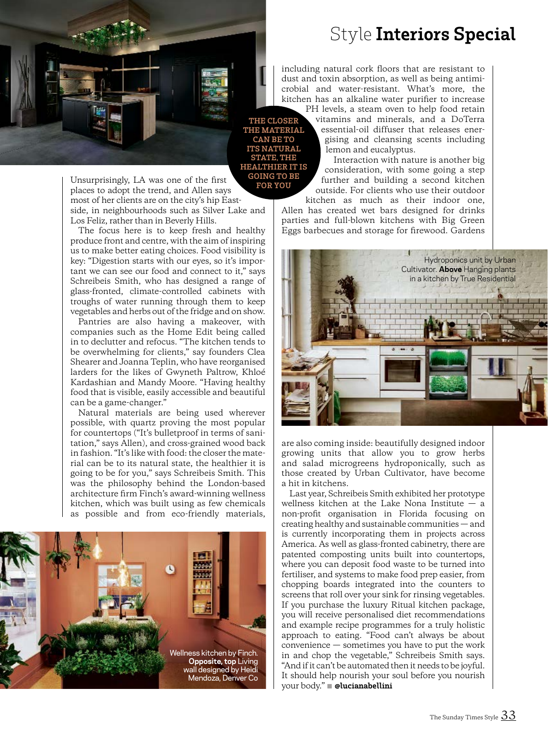Unsurprisingly, LA was one of the first places to adopt the trend, and Allen says most of her clients are on the city's hip Eastside, in neighbourhoods such as Silver Lake and Los Feliz, rather than in Beverly Hills.

The focus here is to keep fresh and healthy produce front and centre, with the aim of inspiring us to make better eating choices. Food visibility is key: "Digestion starts with our eyes, so it's important we can see our food and connect to it," says Schreibeis Smith, who has designed a range of glass-fronted, climate-controlled cabinets with troughs of water running through them to keep vegetables and herbs out of the fridge and on show.

Pantries are also having a makeover, with companies such as the Home Edit being called in to declutter and refocus. "The kitchen tends to be overwhelming for clients," say founders Clea Shearer and Joanna Teplin, who have reorganised larders for the likes of Gwyneth Paltrow, Khloé Kardashian and Mandy Moore. "Having healthy food that is visible, easily accessible and beautiful can be a game-changer."

Natural materials are being used wherever possible, with quartz proving the most popular for countertops ("It's bulletproof in terms of sanitation," says Allen), and cross-grained wood back in fashion. "It's like with food: the closer the material can be to its natural state, the healthier it is going to be for you," says Schreibeis Smith. This was the philosophy behind the London-based architecture firm Finch's award-winning wellness kitchen, which was built using as few chemicals as possible and from eco-friendly materials, including natural cork floors that are resistant to dust and toxin absorption, as well as being antimicrobial and water-resistant. What's more, the kitchen has an alkaline water purifier to increase PH levels, a steam oven to help food retain vitamins and minerals, and a DoTerra essential-oil diffuser that releases energising and cleansing scents including lemon and eucalyptus.

**THE CLOSER THE MATERIAL CAN BE TO ITS NATURAL STATE, THE HEALTHIER IT IS GOING TO BE FOR YOU**

Interaction with nature is another big consideration, with some going a step further and building a second kitchen outside. For clients who use their outdoor kitchen as much as their indoor one, Allen has created wet bars designed for drinks parties and full-blown kitchens with Big Green Eggs barbecues and storage for firewood. Gardens are also coming inside: beautifully designed indoor growing units that allow you to grow herbs and salad microgreens hydroponically, such as those created by Urban Cultivator, have become a hit in kitchens.

Hydroponics unit by Urban Cultivator. **Above** Hanging plants in a kitchen by True Residential

Last year, Schreibeis Smith exhibited her prototype wellness kitchen at the Lake Nona Institute — a non-profit organisation in Florida focusing on creating healthy and sustainable communities — and is currently incorporating them in projects across America. As well as glass-fronted cabinetry, there are patented composting units built into countertops, where you can deposit food waste to be turned into fertiliser, and systems to make food prep easier, from chopping boards integrated into the counters to screens that roll over your sink for rinsing vegetables. If you purchase the luxury Ritual kitchen package, you will receive personalised diet recommendations and example recipe programmes for a truly holistic approach to eating. "Food can't always be about convenience — sometimes you have to put the work in and chop the vegetable," Schreibeis Smith says. "And if it can't be automated then it needs to be joyful. It should help nourish your soul before you nourish your body." ■ **@lucianabellini**

Wellness kitchen by Finch. **Opposite, top** Living wall designed by Heidi Mendoza, Denver Co